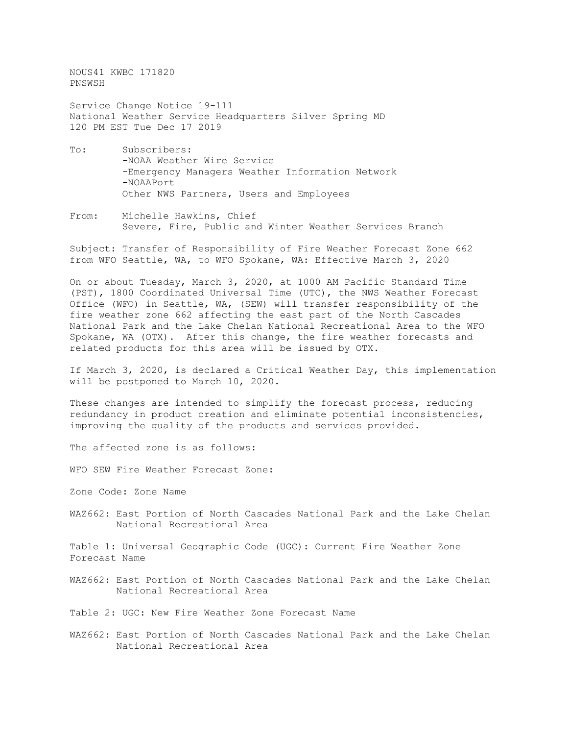NOUS41 KWBC 171820
PNSWSH

Service Change Notice 19-111
National Weather Service Headquarters Silver Spring MD
120 PM EST Tue Dec 17 2019

To: Subscribers:
-NOAA Weather Wire Service
-Emergency Managers Weather Information Network
-NOAAPort
Other NWS Partners, Users and Employees

From: Michelle Hawkins, Chief
Severe, Fire, Public and Winter Weather Services Branch

Subject: Transfer of Responsibility of Fire Weather Forecast Zone 662 from WFO Seattle, WA, to WFO Spokane, WA: Effective March 3, 2020

On or about Tuesday, March 3, 2020, at 1000 AM Pacific Standard Time (PST), 1800 Coordinated Universal Time (UTC), the NWS Weather Forecast Office (WFO) in Seattle, WA, (SEW) will transfer responsibility of the fire weather zone 662 affecting the east part of the North Cascades National Park and the Lake Chelan National Recreational Area to the WFO Spokane, WA (OTX). After this change, the fire weather forecasts and related products for this area will be issued by OTX.

If March 3, 2020, is declared a Critical Weather Day, this implementation will be postponed to March 10, 2020.

These changes are intended to simplify the forecast process, reducing redundancy in product creation and eliminate potential inconsistencies, improving the quality of the products and services provided.

The affected zone is as follows:

WFO SEW Fire Weather Forecast Zone:

Zone Code: Zone Name

WAZ662: East Portion of North Cascades National Park and the Lake Chelan National Recreational Area

Table 1: Universal Geographic Code (UGC): Current Fire Weather Zone Forecast Name

WAZ662: East Portion of North Cascades National Park and the Lake Chelan National Recreational Area

Table 2: UGC: New Fire Weather Zone Forecast Name

WAZ662: East Portion of North Cascades National Park and the Lake Chelan National Recreational Area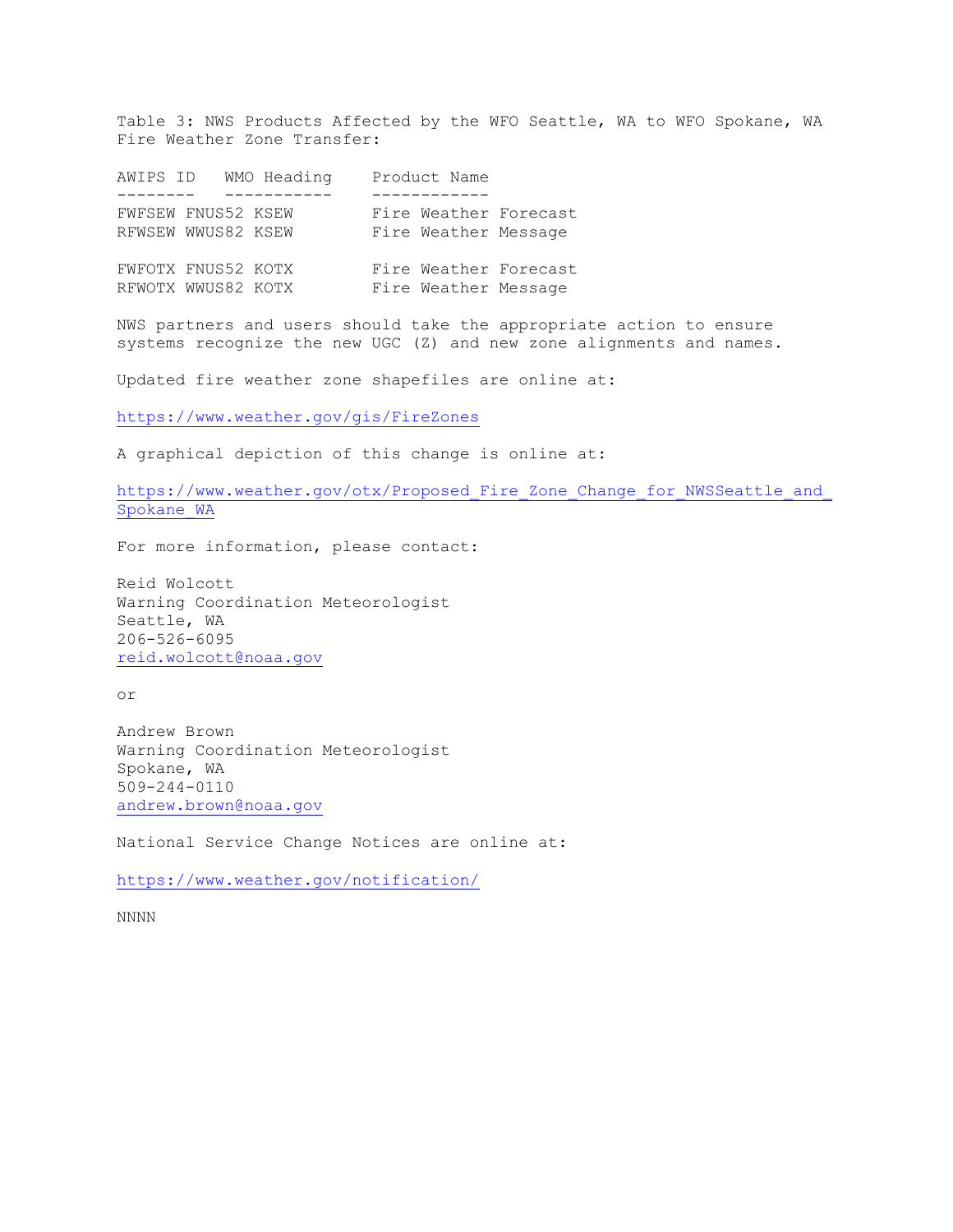Table 3: NWS Products Affected by the WFO Seattle, WA to WFO Spokane, WA Fire Weather Zone Transfer:

| AWIPS ID | WMO Heading | Product Name |
|---|---|---|
| FWFSEW | FNUS52 KSEW | Fire Weather Forecast |
| RFWSEW | WWUS82 KSEW | Fire Weather Message |
| FWFOTX | FNUS52 KOTX | Fire Weather Forecast |
| RFWOTX | WWUS82 KOTX | Fire Weather Message |

NWS partners and users should take the appropriate action to ensure systems recognize the new UGC (Z) and new zone alignments and names.

Updated fire weather zone shapefiles are online at:

https://www.weather.gov/gis/FireZones

A graphical depiction of this change is online at:

https://www.weather.gov/otx/Proposed_Fire_Zone_Change_for_NWSSeattle_and_Spokane_WA

For more information, please contact:

Reid Wolcott
Warning Coordination Meteorologist
Seattle, WA
206-526-6095
reid.wolcott@noaa.gov

or

Andrew Brown
Warning Coordination Meteorologist
Spokane, WA
509-244-0110
andrew.brown@noaa.gov

National Service Change Notices are online at:

https://www.weather.gov/notification/

NNNN